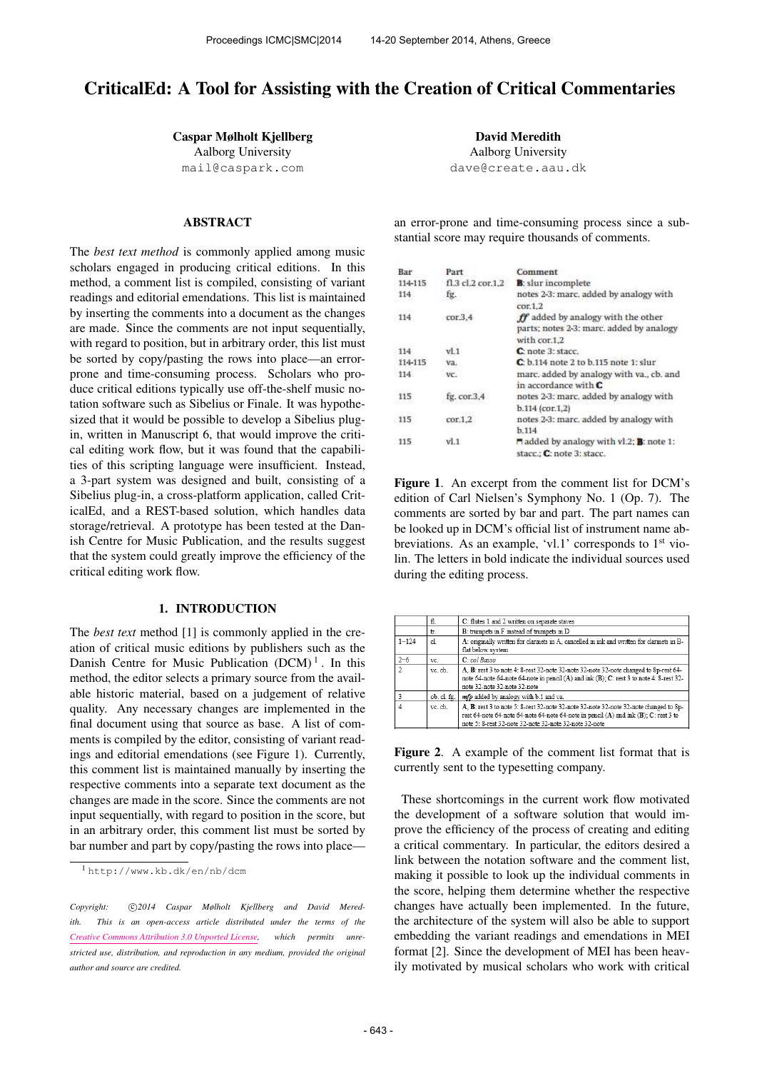# CriticalEd: A Tool for Assisting with the Creation of Critical Commentaries

**Caspar Mølholt Kjellberg**
Aalborg University
mail@caspark.com

**David Meredith**
Aalborg University
dave@create.aau.dk

## ABSTRACT

The *best text method* is commonly applied among music scholars engaged in producing critical editions. In this method, a comment list is compiled, consisting of variant readings and editorial emendations. This list is maintained by inserting the comments into a document as the changes are made. Since the comments are not input sequentially, with regard to position, but in arbitrary order, this list must be sorted by copy/pasting the rows into place—an error-prone and time-consuming process. Scholars who produce critical editions typically use off-the-shelf music notation software such as Sibelius or Finale. It was hypothesized that it would be possible to develop a Sibelius plug-in, written in Manuscript 6, that would improve the critical editing work flow, but it was found that the capabilities of this scripting language were insufficient. Instead, a 3-part system was designed and built, consisting of a Sibelius plug-in, a cross-platform application, called CriticalEd, and a REST-based solution, which handles data storage/retrieval. A prototype has been tested at the Danish Centre for Music Publication, and the results suggest that the system could greatly improve the efficiency of the critical editing work flow.

## 1. INTRODUCTION

The *best text* method [1] is commonly applied in the creation of critical music editions by publishers such as the Danish Centre for Music Publication (DCM) [1]. In the best text method, the editor selects a primary source from the available historic material, based on a judgement of relative quality. Any necessary changes are implemented in the final document using that source as base. A list of comments is compiled by the editor, consisting of variant readings and editorial emendations (see Figure 1). Currently, this comment list is maintained manually by inserting the respective comments into a separate text document as the changes are made in the score. Since the comments are not input sequentially, with regard to position in the score, but in an arbitrary order, this comment list must be sorted by bar number and part by copy/pasting the rows into place—an error-prone and time-consuming process since a substantial score may require thousands of comments.

[1] http://www.kb.dk/en/nb/dcm

| Bar | Part | Comment |
|---|---|---|
| 114-115 | fl.3 cl.2 cor.1,2 | **B**: slur incomplete |
| 114 | fg. | notes 2-3: marc. added by analogy with cor.1,2 |
| 114 | cor.3,4 | *ff* added by analogy with the other parts; notes 2-3: marc. added by analogy with cor.1,2 |
| 114 | vl.1 | **C**: note 3: stacc. |
| 114-115 | va. | **C**: b.114 note 2 to b.115 note 1: slur |
| 114 | vc. | marc. added by analogy with va., cb. and in accordance with **C** |
| 115 | fg. cor.3,4 | notes 2-3: marc. added by analogy with b.114 (cor.1,2) |
| 115 | cor.1,2 | notes 2-3: marc. added by analogy with b.114 |
| 115 | vl.1 | ⌐ added by analogy with vl.2; **B**: note 1: stacc.; **C**: note 3: stacc. |

**Figure 1**. An excerpt from the comment list for DCM's edition of Carl Nielsen's Symphony No. 1 (Op. 7). The comments are sorted by bar and part. The part names can be looked up in DCM's official list of instrument name abbreviations. As an example, 'vl.1' corresponds to 1st violin. The letters in bold indicate the individual sources used during the editing process.

| | | |
|---|---|---|
| | fl. | C: flutes 1 and 2 written on separate staves |
| | tr. | B: trumpets in F instead of trumpets in D |
| 1–124 | cl. | A: originally written for clarinets in A, cancelled in ink and written for clarinets in B-flat below system |
| 2–6 | vc. | C: *col Basso* |
| 2 | vc. cb. | A, B: rest 3 to note 4: 8-rest 32-note 32-note 32-note 32-note changed to 8p-rest 64-note 64-note 64-note 64-note in pencil (A) and ink (B); C: rest 3 to note 4: 8-rest 32-note 32-note 32-note 32-note |
| 3 | ob. cl. fg. | *mfp* added by analogy with b.1 and va. |
| 4 | vc. cb. | A, B: rest 3 to note 5: 8-rest 32-note 32-note 32-note 32-note changed to 8p-rest 64-note 64-note 64-note 64-note in pencil (A) and ink (B); C: rest 3 to note 5: 8-rest 32-note 32-note 32-note 32-note |

**Figure 2**. A example of the comment list format that is currently sent to the typesetting company.

These shortcomings in the current work flow motivated the development of a software solution that would improve the efficiency of the process of creating and editing a critical commentary. In particular, the editors desired a link between the notation software and the comment list, making it possible to look up the individual comments in the score, helping them determine whether the respective changes have actually been implemented. In the future, the architecture of the system will also be able to support embedding the variant readings and emendations in MEI format [2]. Since the development of MEI has been heavily motivated by musical scholars who work with critical

*Copyright: ©2014 Caspar Mølholt Kjellberg and David Meredith. This is an open-access article distributed under the terms of the Creative Commons Attribution 3.0 Unported License, which permits unrestricted use, distribution, and reproduction in any medium, provided the original author and source are credited.*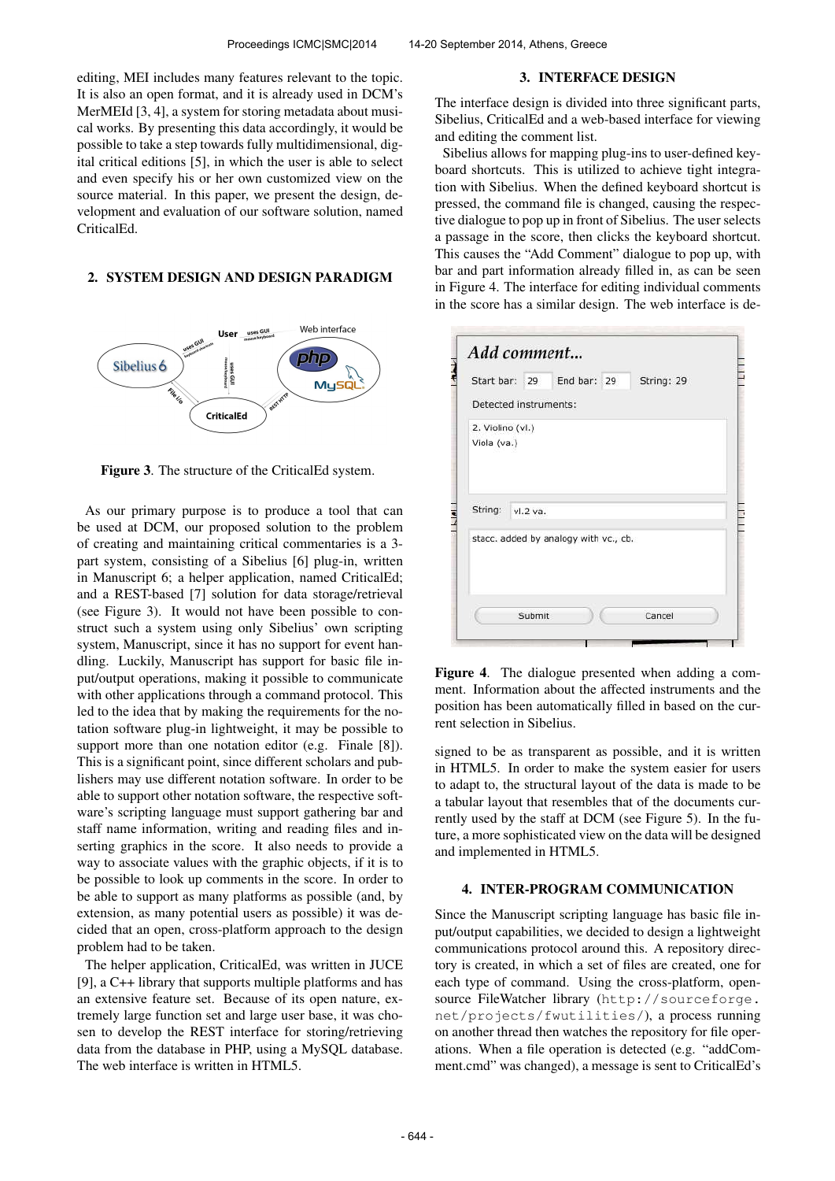editing, MEI includes many features relevant to the topic. It is also an open format, and it is already used in DCM's MerMEId [3, 4], a system for storing metadata about musical works. By presenting this data accordingly, it would be possible to take a step towards fully multidimensional, digital critical editions [5], in which the user is able to select and even specify his or her own customized view on the source material. In this paper, we present the design, development and evaluation of our software solution, named CriticalEd.

## 2. SYSTEM DESIGN AND DESIGN PARADIGM

**Figure 3**. The structure of the CriticalEd system.

As our primary purpose is to produce a tool that can be used at DCM, our proposed solution to the problem of creating and maintaining critical commentaries is a 3-part system, consisting of a Sibelius [6] plug-in, written in Manuscript 6; a helper application, named CriticalEd; and a REST-based [7] solution for data storage/retrieval (see Figure 3). It would not have been possible to construct such a system using only Sibelius' own scripting system, Manuscript, since it has no support for event handling. Luckily, Manuscript has support for basic file input/output operations, making it possible to communicate with other applications through a command protocol. This led to the idea that by making the requirements for the notation software plug-in lightweight, it may be possible to support more than one notation editor (e.g. Finale [8]). This is a significant point, since different scholars and publishers may use different notation software. In order to be able to support other notation software, the respective software's scripting language must support gathering bar and staff name information, writing and reading files and inserting graphics in the score. It also needs to provide a way to associate values with the graphic objects, if it is to be possible to look up comments in the score. In order to be able to support as many platforms as possible (and, by extension, as many potential users as possible) it was decided that an open, cross-platform approach to the design problem had to be taken.

The helper application, CriticalEd, was written in JUCE [9], a C++ library that supports multiple platforms and has an extensive feature set. Because of its open nature, extremely large function set and large user base, it was chosen to develop the REST interface for storing/retrieving data from the database in PHP, using a MySQL database. The web interface is written in HTML5.

## 3. INTERFACE DESIGN

The interface design is divided into three significant parts, Sibelius, CriticalEd and a web-based interface for viewing and editing the comment list.

Sibelius allows for mapping plug-ins to user-defined keyboard shortcuts. This is utilized to achieve tight integration with Sibelius. When the defined keyboard shortcut is pressed, the command file is changed, causing the respective dialogue to pop up in front of Sibelius. The user selects a passage in the score, then clicks the keyboard shortcut. This causes the "Add Comment" dialogue to pop up, with bar and part information already filled in, as can be seen in Figure 4. The interface for editing individual comments in the score has a similar design. The web interface is designed to be as transparent as possible, and it is written in HTML5. In order to make the system easier for users to adapt to, the structural layout of the data is made to be a tabular layout that resembles that of the documents currently used by the staff at DCM (see Figure 5). In the future, a more sophisticated view on the data will be designed and implemented in HTML5.

**Figure 4**. The dialogue presented when adding a comment. Information about the affected instruments and the position has been automatically filled in based on the current selection in Sibelius.

## 4. INTER-PROGRAM COMMUNICATION

Since the Manuscript scripting language has basic file input/output capabilities, we decided to design a lightweight communications protocol around this. A repository directory is created, in which a set of files are created, one for each type of command. Using the cross-platform, open-source FileWatcher library (http://sourceforge.net/projects/fwutilities/), a process running on another thread then watches the repository for file operations. When a file operation is detected (e.g. "addComment.cmd" was changed), a message is sent to CriticalEd's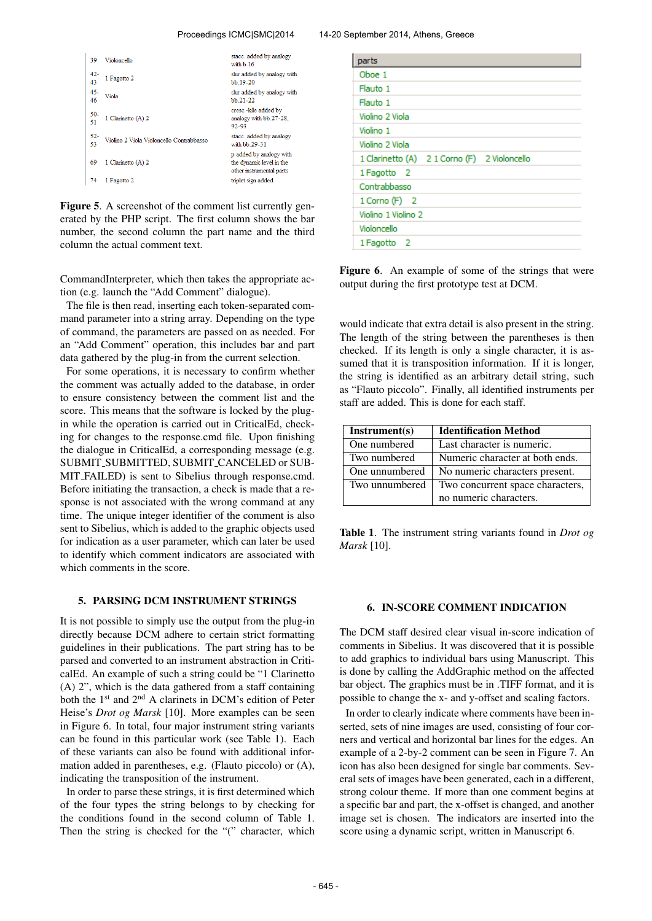| | | |
|---|---|---|
| 39 | Violoncello | stacc. added by analogy with b.16 |
| 42-43 | 1 Fagotto 2 | slur added by analogy with bb.19-20 |
| 45-46 | Viola | slur added by analogy with bb.21-22 |
| 50-51 | 1 Clarinetto (A) 2 | cresc.-kile added by analogy with bb.27-28, 92-93 |
| 52-53 | Violino 2 Viola Violoncello Contrabbasso | stacc. added by analogy with bb.29-31 |
| 69 | 1 Clarinetto (A) 2 | p added by analogy with the dynamic level in the other instrumental parts |
| 74 | 1 Fagotto 2 | triplet sign added |

**Figure 5**. A screenshot of the comment list currently generated by the PHP script. The first column shows the bar number, the second column the part name and the third column the actual comment text.

CommandInterpreter, which then takes the appropriate action (e.g. launch the “Add Comment” dialogue).

The file is then read, inserting each token-separated command parameter into a string array. Depending on the type of command, the parameters are passed on as needed. For an “Add Comment” operation, this includes bar and part data gathered by the plug-in from the current selection.

For some operations, it is necessary to confirm whether the comment was actually added to the database, in order to ensure consistency between the comment list and the score. This means that the software is locked by the plug-in while the operation is carried out in CriticalEd, checking for changes to the response.cmd file. Upon finishing the dialogue in CriticalEd, a corresponding message (e.g. SUBMIT_SUBMITTED, SUBMIT_CANCELED or SUBMIT_FAILED) is sent to Sibelius through response.cmd. Before initiating the transaction, a check is made that a response is not associated with the wrong command at any time. The unique integer identifier of the comment is also sent to Sibelius, which is added to the graphic objects used for indication as a user parameter, which can later be used to identify which comment indicators are associated with which comments in the score.

## 5. PARSING DCM INSTRUMENT STRINGS

It is not possible to simply use the output from the plug-in directly because DCM adhere to certain strict formatting guidelines in their publications. The part string has to be parsed and converted to an instrument abstraction in CriticalEd. An example of such a string could be “1 Clarinetto (A) 2”, which is the data gathered from a staff containing both the 1st and 2nd A clarinets in DCM’s edition of Peter Heise’s *Drot og Marsk* [10]. More examples can be seen in Figure 6. In total, four major instrument string variants can be found in this particular work (see Table 1). Each of these variants can also be found with additional information added in parentheses, e.g. (Flauto piccolo) or (A), indicating the transposition of the instrument.

In order to parse these strings, it is first determined which of the four types the string belongs to by checking for the conditions found in the second column of Table 1. Then the string is checked for the “(” character, which

| parts |
|---|
| Oboe 1 |
| Flauto 1 |
| Flauto 1 |
| Violino 2 Viola |
| Violino 1 |
| Violino 2 Viola |
| 1 Clarinetto (A) 2 1 Corno (F) 2 Violoncello |
| 1 Fagotto 2 |
| Contrabbasso |
| 1 Corno (F) 2 |
| Violino 1 Violino 2 |
| Violoncello |
| 1 Fagotto 2 |

**Figure 6**. An example of some of the strings that were output during the first prototype test at DCM.

would indicate that extra detail is also present in the string. The length of the string between the parentheses is then checked. If its length is only a single character, it is assumed that it is transposition information. If it is longer, the string is identified as an arbitrary detail string, such as “Flauto piccolo”. Finally, all identified instruments per staff are added. This is done for each staff.

| Instrument(s) | Identification Method |
|---|---|
| One numbered | Last character is numeric. |
| Two numbered | Numeric character at both ends. |
| One unnumbered | No numeric characters present. |
| Two unnumbered | Two concurrent space characters, no numeric characters. |

**Table 1**. The instrument string variants found in *Drot og Marsk* [10].

## 6. IN-SCORE COMMENT INDICATION

The DCM staff desired clear visual in-score indication of comments in Sibelius. It was discovered that it is possible to add graphics to individual bars using Manuscript. This is done by calling the AddGraphic method on the affected bar object. The graphics must be in .TIFF format, and it is possible to change the x- and y-offset and scaling factors.

In order to clearly indicate where comments have been inserted, sets of nine images are used, consisting of four corners and vertical and horizontal bar lines for the edges. An example of a 2-by-2 comment can be seen in Figure 7. An icon has also been designed for single bar comments. Several sets of images have been generated, each in a different, strong colour theme. If more than one comment begins at a specific bar and part, the x-offset is changed, and another image set is chosen. The indicators are inserted into the score using a dynamic script, written in Manuscript 6.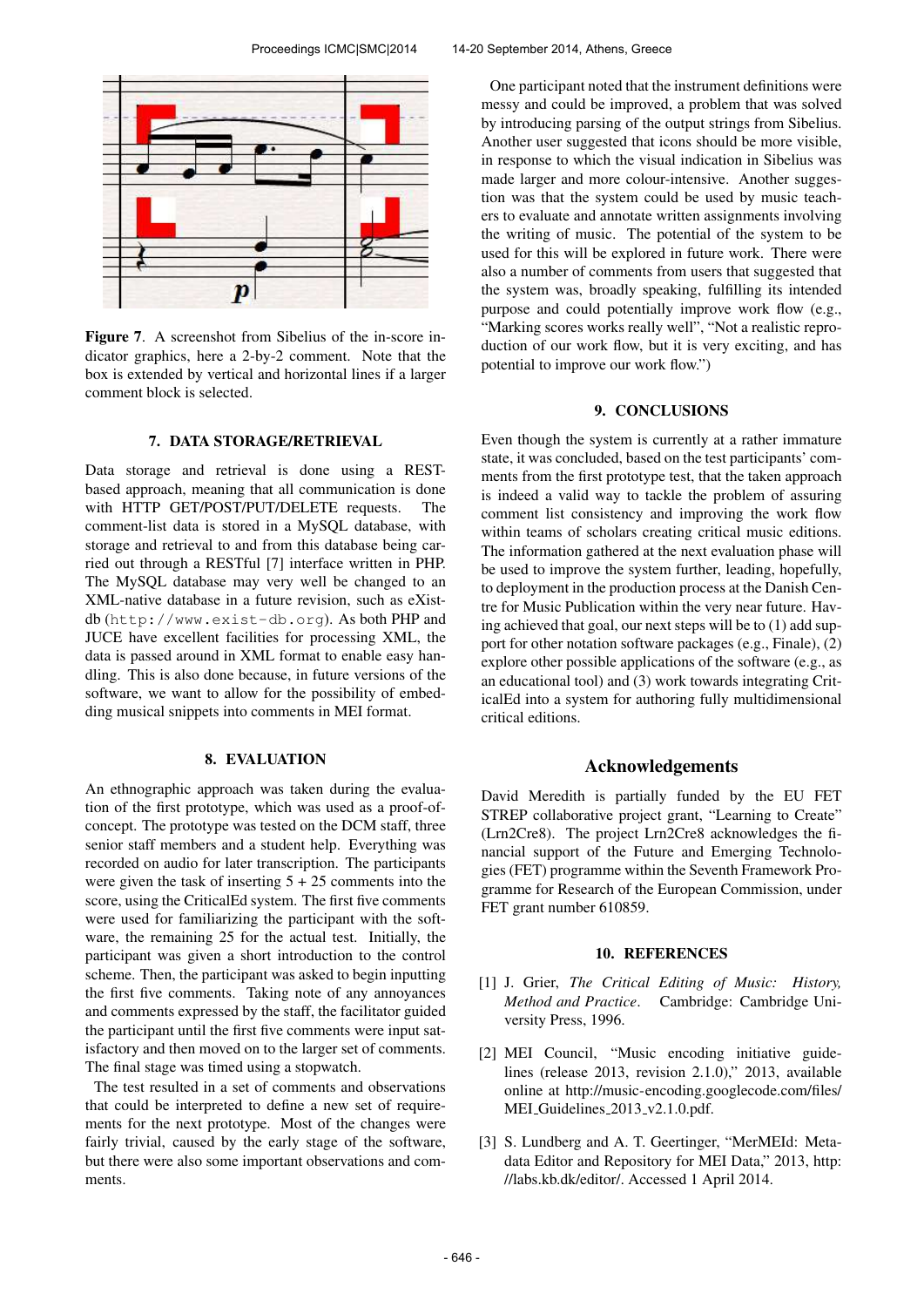**Figure 7**. A screenshot from Sibelius of the in-score indicator graphics, here a 2-by-2 comment. Note that the box is extended by vertical and horizontal lines if a larger comment block is selected.

## 7. DATA STORAGE/RETRIEVAL

Data storage and retrieval is done using a REST-based approach, meaning that all communication is done with HTTP GET/POST/PUT/DELETE requests. The comment-list data is stored in a MySQL database, with storage and retrieval to and from this database being carried out through a RESTful [7] interface written in PHP. The MySQL database may very well be changed to an XML-native database in a future revision, such as eXist-db (`http://www.exist-db.org`). As both PHP and JUCE have excellent facilities for processing XML, the data is passed around in XML format to enable easy handling. This is also done because, in future versions of the software, we want to allow for the possibility of embedding musical snippets into comments in MEI format.

## 8. EVALUATION

An ethnographic approach was taken during the evaluation of the first prototype, which was used as a proof-of-concept. The prototype was tested on the DCM staff, three senior staff members and a student help. Everything was recorded on audio for later transcription. The participants were given the task of inserting 5 + 25 comments into the score, using the CriticalEd system. The first five comments were used for familiarizing the participant with the software, the remaining 25 for the actual test. Initially, the participant was given a short introduction to the control scheme. Then, the participant was asked to begin inputting the first five comments. Taking note of any annoyances and comments expressed by the staff, the facilitator guided the participant until the first five comments were input satisfactory and then moved on to the larger set of comments. The final stage was timed using a stopwatch.

The test resulted in a set of comments and observations that could be interpreted to define a new set of requirements for the next prototype. Most of the changes were fairly trivial, caused by the early stage of the software, but there were also some important observations and comments.

One participant noted that the instrument definitions were messy and could be improved, a problem that was solved by introducing parsing of the output strings from Sibelius. Another user suggested that icons should be more visible, in response to which the visual indication in Sibelius was made larger and more colour-intensive. Another suggestion was that the system could be used by music teachers to evaluate and annotate written assignments involving the writing of music. The potential of the system to be used for this will be explored in future work. There were also a number of comments from users that suggested that the system was, broadly speaking, fulfilling its intended purpose and could potentially improve work flow (e.g., "Marking scores works really well", "Not a realistic reproduction of our work flow, but it is very exciting, and has potential to improve our work flow.")

## 9. CONCLUSIONS

Even though the system is currently at a rather immature state, it was concluded, based on the test participants' comments from the first prototype test, that the taken approach is indeed a valid way to tackle the problem of assuring comment list consistency and improving the work flow within teams of scholars creating critical music editions. The information gathered at the next evaluation phase will be used to improve the system further, leading, hopefully, to deployment in the production process at the Danish Centre for Music Publication within the very near future. Having achieved that goal, our next steps will be to (1) add support for other notation software packages (e.g., Finale), (2) explore other possible applications of the software (e.g., as an educational tool) and (3) work towards integrating CriticalEd into a system for authoring fully multidimensional critical editions.

## Acknowledgements

David Meredith is partially funded by the EU FET STREP collaborative project grant, "Learning to Create" (Lrn2Cre8). The project Lrn2Cre8 acknowledges the financial support of the Future and Emerging Technologies (FET) programme within the Seventh Framework Programme for Research of the European Commission, under FET grant number 610859.

## 10. REFERENCES

[1] J. Grier, *The Critical Editing of Music: History, Method and Practice*. Cambridge: Cambridge University Press, 1996.

[2] MEI Council, "Music encoding initiative guidelines (release 2013, revision 2.1.0)," 2013, available online at http://music-encoding.googlecode.com/files/MEI_Guidelines_2013_v2.1.0.pdf.

[3] S. Lundberg and A. T. Geertinger, "MerMEId: Metadata Editor and Repository for MEI Data," 2013, http://labs.kb.dk/editor/. Accessed 1 April 2014.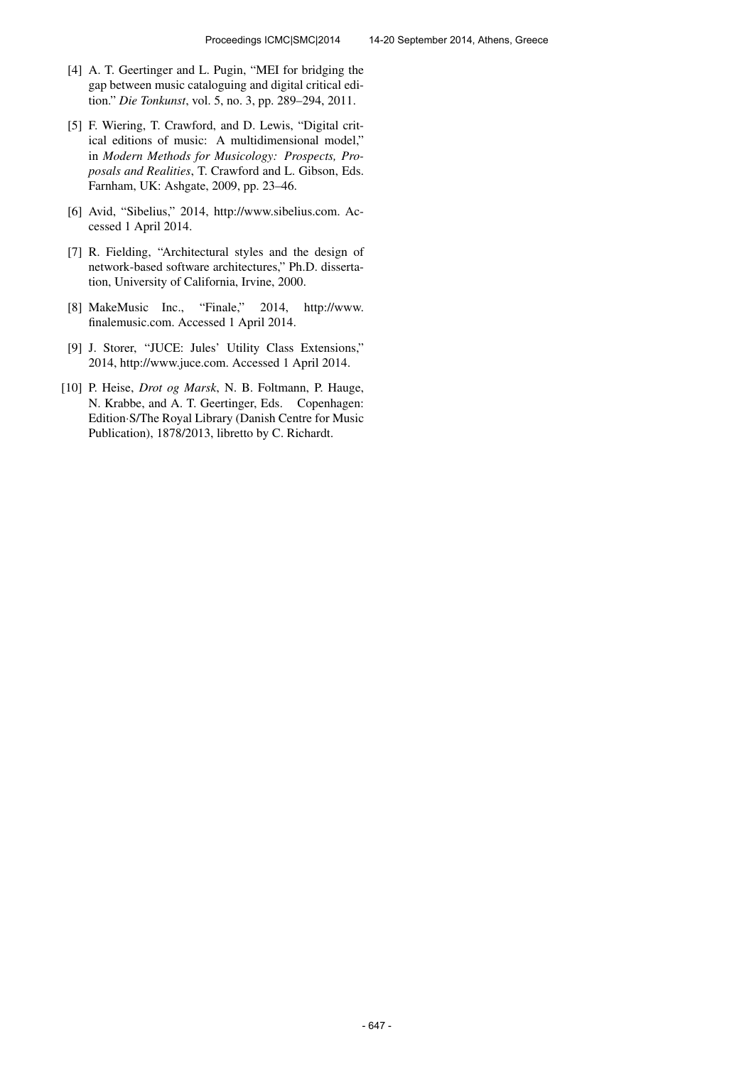[4] A. T. Geertinger and L. Pugin, "MEI for bridging the gap between music cataloguing and digital critical edition." *Die Tonkunst*, vol. 5, no. 3, pp. 289–294, 2011.

[5] F. Wiering, T. Crawford, and D. Lewis, "Digital critical editions of music: A multidimensional model," in *Modern Methods for Musicology: Prospects, Proposals and Realities*, T. Crawford and L. Gibson, Eds. Farnham, UK: Ashgate, 2009, pp. 23–46.

[6] Avid, "Sibelius," 2014, http://www.sibelius.com. Accessed 1 April 2014.

[7] R. Fielding, "Architectural styles and the design of network-based software architectures," Ph.D. dissertation, University of California, Irvine, 2000.

[8] MakeMusic Inc., "Finale," 2014, http://www.finalemusic.com. Accessed 1 April 2014.

[9] J. Storer, "JUCE: Jules' Utility Class Extensions," 2014, http://www.juce.com. Accessed 1 April 2014.

[10] P. Heise, *Drot og Marsk*, N. B. Foltmann, P. Hauge, N. Krabbe, and A. T. Geertinger, Eds. Copenhagen: Edition·S/The Royal Library (Danish Centre for Music Publication), 1878/2013, libretto by C. Richardt.